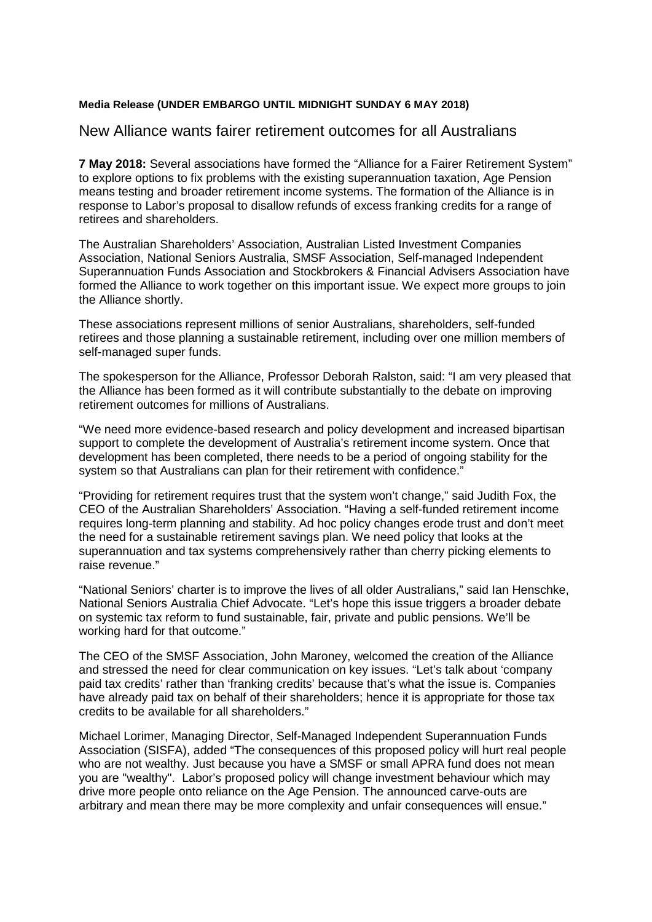**Media Release (UNDER EMBARGO UNTIL MIDNIGHT SUNDAY 6 MAY 2018)**

# New Alliance wants fairer retirement outcomes for all Australians

**7 May 2018:** Several associations have formed the "Alliance for a Fairer Retirement System" to explore options to fix problems with the existing superannuation taxation, Age Pension means testing and broader retirement income systems. The formation of the Alliance is in response to Labor's proposal to disallow refunds of excess franking credits for a range of retirees and shareholders.

The Australian Shareholders' Association, Australian Listed Investment Companies Association, National Seniors Australia, SMSF Association, Self-managed Independent Superannuation Funds Association and Stockbrokers & Financial Advisers Association have formed the Alliance to work together on this important issue. We expect more groups to join the Alliance shortly.

These associations represent millions of senior Australians, shareholders, self-funded retirees and those planning a sustainable retirement, including over one million members of self-managed super funds.

The spokesperson for the Alliance, Professor Deborah Ralston, said: "I am very pleased that the Alliance has been formed as it will contribute substantially to the debate on improving retirement outcomes for millions of Australians.

"We need more evidence-based research and policy development and increased bipartisan support to complete the development of Australia's retirement income system. Once that development has been completed, there needs to be a period of ongoing stability for the system so that Australians can plan for their retirement with confidence."

"Providing for retirement requires trust that the system won't change," said Judith Fox, the CEO of the Australian Shareholders' Association. "Having a self-funded retirement income requires long-term planning and stability. Ad hoc policy changes erode trust and don't meet the need for a sustainable retirement savings plan. We need policy that looks at the superannuation and tax systems comprehensively rather than cherry picking elements to raise revenue."

"National Seniors' charter is to improve the lives of all older Australians," said Ian Henschke, National Seniors Australia Chief Advocate. "Let's hope this issue triggers a broader debate on systemic tax reform to fund sustainable, fair, private and public pensions. We'll be working hard for that outcome."

The CEO of the SMSF Association, John Maroney, welcomed the creation of the Alliance and stressed the need for clear communication on key issues. "Let's talk about 'company paid tax credits' rather than 'franking credits' because that's what the issue is. Companies have already paid tax on behalf of their shareholders; hence it is appropriate for those tax credits to be available for all shareholders."

Michael Lorimer, Managing Director, Self-Managed Independent Superannuation Funds Association (SISFA), added "The consequences of this proposed policy will hurt real people who are not wealthy. Just because you have a SMSF or small APRA fund does not mean you are "wealthy". Labor's proposed policy will change investment behaviour which may drive more people onto reliance on the Age Pension. The announced carve-outs are arbitrary and mean there may be more complexity and unfair consequences will ensue."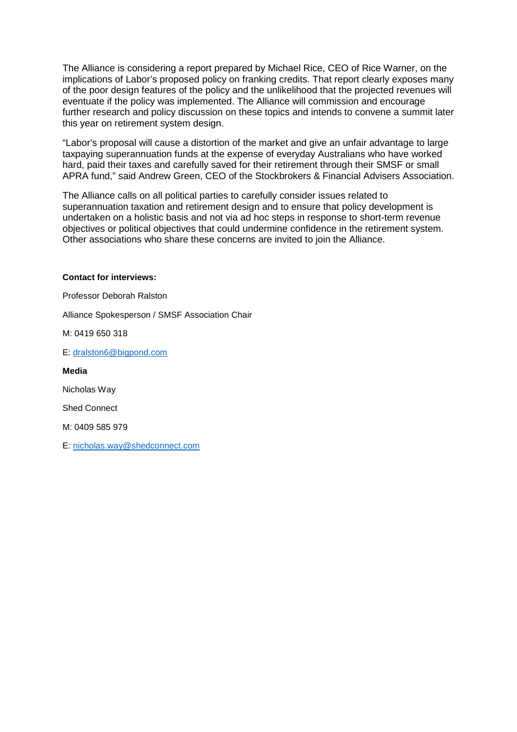The Alliance is considering a report prepared by Michael Rice, CEO of Rice Warner, on the implications of Labor's proposed policy on franking credits. That report clearly exposes many of the poor design features of the policy and the unlikelihood that the projected revenues will eventuate if the policy was implemented. The Alliance will commission and encourage further research and policy discussion on these topics and intends to convene a summit later this year on retirement system design.

"Labor's proposal will cause a distortion of the market and give an unfair advantage to large taxpaying superannuation funds at the expense of everyday Australians who have worked hard, paid their taxes and carefully saved for their retirement through their SMSF or small APRA fund," said Andrew Green, CEO of the Stockbrokers & Financial Advisers Association.

The Alliance calls on all political parties to carefully consider issues related to superannuation taxation and retirement design and to ensure that policy development is undertaken on a holistic basis and not via ad hoc steps in response to short-term revenue objectives or political objectives that could undermine confidence in the retirement system. Other associations who share these concerns are invited to join the Alliance.

**Contact for interviews:**

Professor Deborah Ralston

Alliance Spokesperson / SMSF Association Chair

M: 0419 650 318

E: dralston6@bigpond.com

**Media**

Nicholas Way

Shed Connect

M: 0409 585 979

E: nicholas.way@shedconnect.com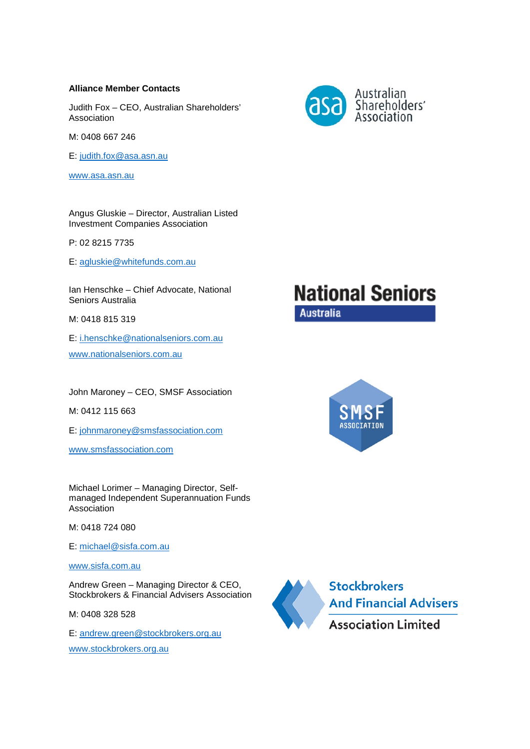**Alliance Member Contacts**

Judith Fox – CEO, Australian Shareholders' Association

M: 0408 667 246

E: judith.fox@asa.asn.au

www.asa.asn.au

Angus Gluskie – Director, Australian Listed Investment Companies Association

P: 02 8215 7735

E: agluskie@whitefunds.com.au

Ian Henschke – Chief Advocate, National Seniors Australia

M: 0418 815 319

E: i.henschke@nationalseniors.com.au

www.nationalseniors.com.au

John Maroney – CEO, SMSF Association

M: 0412 115 663

E: johnmaroney@smsfassociation.com

www.smsfassociation.com

Michael Lorimer – Managing Director, Self-managed Independent Superannuation Funds Association

M: 0418 724 080

E: michael@sisfa.com.au

www.sisfa.com.au

Andrew Green – Managing Director & CEO, Stockbrokers & Financial Advisers Association

M: 0408 328 528

E: andrew.green@stockbrokers.org.au

www.stockbrokers.org.au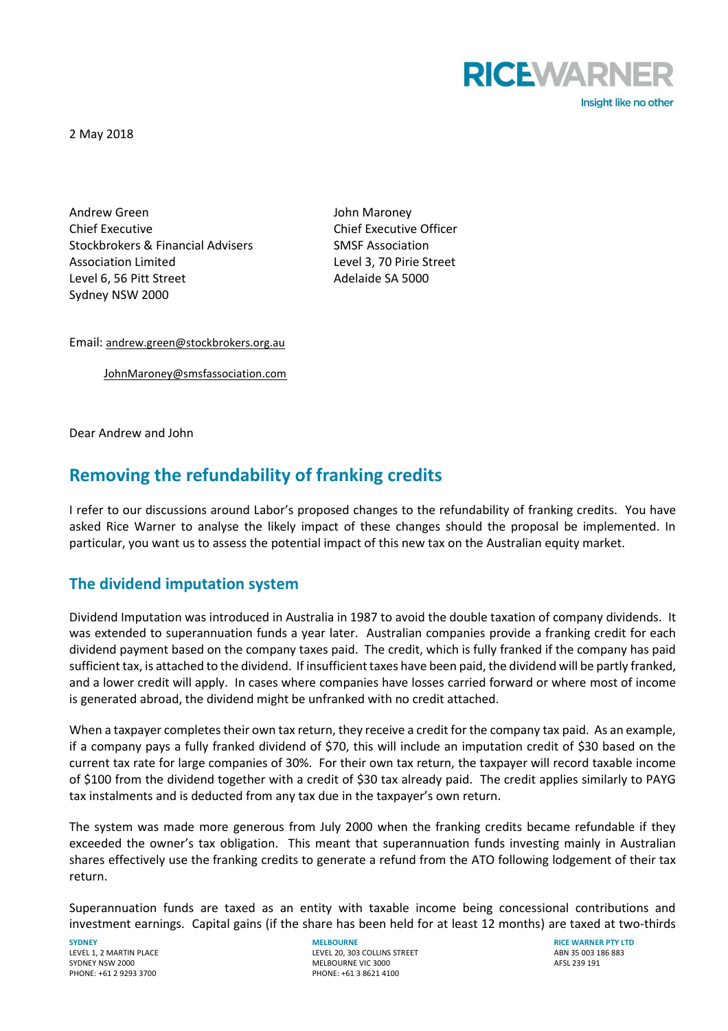2 May 2018

Andrew Green
Chief Executive
Stockbrokers & Financial Advisers
Association Limited
Level 6, 56 Pitt Street
Sydney NSW 2000

John Maroney
Chief Executive Officer
SMSF Association
Level 3, 70 Pirie Street
Adelaide SA 5000

Email: andrew.green@stockbrokers.org.au

JohnMaroney@smsfassociation.com

Dear Andrew and John

## Removing the refundability of franking credits

I refer to our discussions around Labor's proposed changes to the refundability of franking credits. You have asked Rice Warner to analyse the likely impact of these changes should the proposal be implemented. In particular, you want us to assess the potential impact of this new tax on the Australian equity market.

### The dividend imputation system

Dividend Imputation was introduced in Australia in 1987 to avoid the double taxation of company dividends. It was extended to superannuation funds a year later. Australian companies provide a franking credit for each dividend payment based on the company taxes paid. The credit, which is fully franked if the company has paid sufficient tax, is attached to the dividend. If insufficient taxes have been paid, the dividend will be partly franked, and a lower credit will apply. In cases where companies have losses carried forward or where most of income is generated abroad, the dividend might be unfranked with no credit attached.

When a taxpayer completes their own tax return, they receive a credit for the company tax paid. As an example, if a company pays a fully franked dividend of $70, this will include an imputation credit of $30 based on the current tax rate for large companies of 30%. For their own tax return, the taxpayer will record taxable income of $100 from the dividend together with a credit of $30 tax already paid. The credit applies similarly to PAYG tax instalments and is deducted from any tax due in the taxpayer's own return.

The system was made more generous from July 2000 when the franking credits became refundable if they exceeded the owner's tax obligation. This meant that superannuation funds investing mainly in Australian shares effectively use the franking credits to generate a refund from the ATO following lodgement of their tax return.

Superannuation funds are taxed as an entity with taxable income being concessional contributions and investment earnings. Capital gains (if the share has been held for at least 12 months) are taxed at two-thirds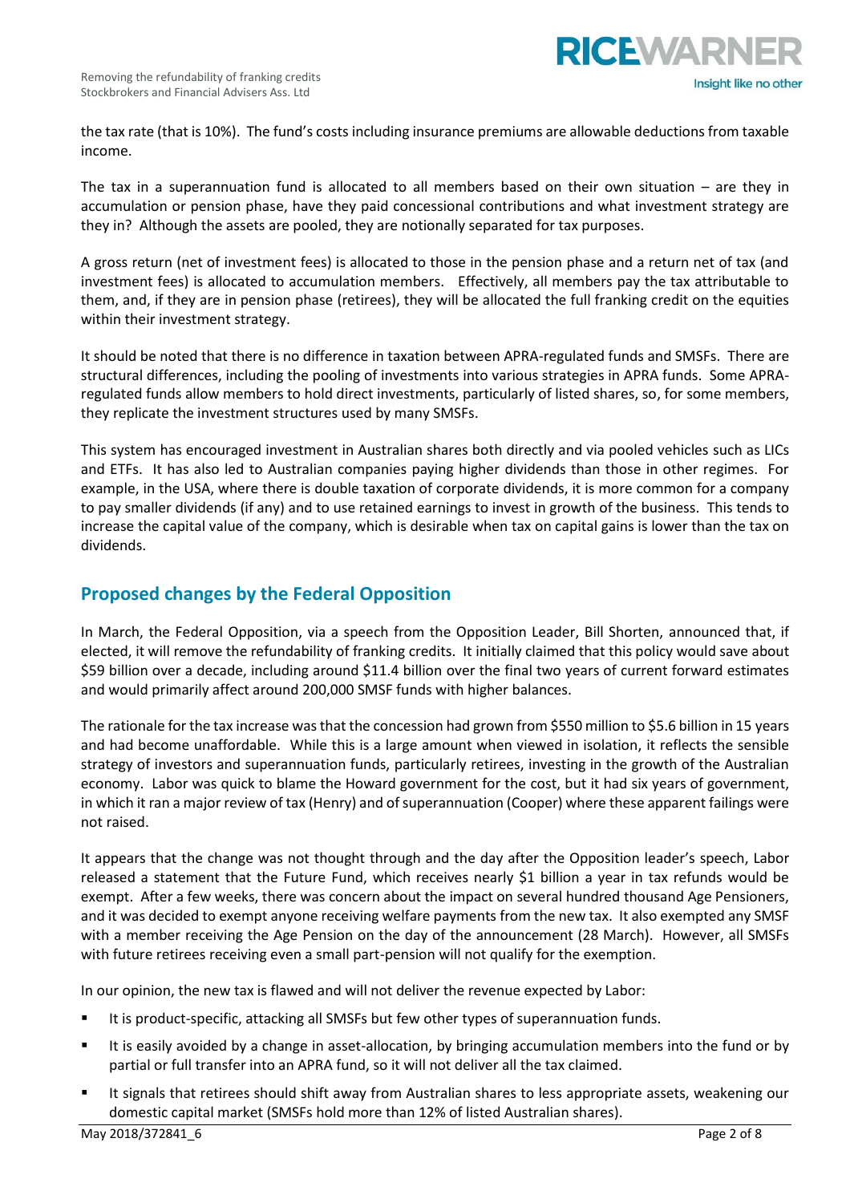the tax rate (that is 10%). The fund's costs including insurance premiums are allowable deductions from taxable income.

The tax in a superannuation fund is allocated to all members based on their own situation – are they in accumulation or pension phase, have they paid concessional contributions and what investment strategy are they in? Although the assets are pooled, they are notionally separated for tax purposes.

A gross return (net of investment fees) is allocated to those in the pension phase and a return net of tax (and investment fees) is allocated to accumulation members. Effectively, all members pay the tax attributable to them, and, if they are in pension phase (retirees), they will be allocated the full franking credit on the equities within their investment strategy.

It should be noted that there is no difference in taxation between APRA-regulated funds and SMSFs. There are structural differences, including the pooling of investments into various strategies in APRA funds. Some APRA-regulated funds allow members to hold direct investments, particularly of listed shares, so, for some members, they replicate the investment structures used by many SMSFs.

This system has encouraged investment in Australian shares both directly and via pooled vehicles such as LICs and ETFs. It has also led to Australian companies paying higher dividends than those in other regimes. For example, in the USA, where there is double taxation of corporate dividends, it is more common for a company to pay smaller dividends (if any) and to use retained earnings to invest in growth of the business. This tends to increase the capital value of the company, which is desirable when tax on capital gains is lower than the tax on dividends.

## Proposed changes by the Federal Opposition

In March, the Federal Opposition, via a speech from the Opposition Leader, Bill Shorten, announced that, if elected, it will remove the refundability of franking credits. It initially claimed that this policy would save about $59 billion over a decade, including around $11.4 billion over the final two years of current forward estimates and would primarily affect around 200,000 SMSF funds with higher balances.

The rationale for the tax increase was that the concession had grown from $550 million to $5.6 billion in 15 years and had become unaffordable. While this is a large amount when viewed in isolation, it reflects the sensible strategy of investors and superannuation funds, particularly retirees, investing in the growth of the Australian economy. Labor was quick to blame the Howard government for the cost, but it had six years of government, in which it ran a major review of tax (Henry) and of superannuation (Cooper) where these apparent failings were not raised.

It appears that the change was not thought through and the day after the Opposition leader's speech, Labor released a statement that the Future Fund, which receives nearly $1 billion a year in tax refunds would be exempt. After a few weeks, there was concern about the impact on several hundred thousand Age Pensioners, and it was decided to exempt anyone receiving welfare payments from the new tax. It also exempted any SMSF with a member receiving the Age Pension on the day of the announcement (28 March). However, all SMSFs with future retirees receiving even a small part-pension will not qualify for the exemption.

In our opinion, the new tax is flawed and will not deliver the revenue expected by Labor:

- It is product-specific, attacking all SMSFs but few other types of superannuation funds.
- It is easily avoided by a change in asset-allocation, by bringing accumulation members into the fund or by partial or full transfer into an APRA fund, so it will not deliver all the tax claimed.
- It signals that retirees should shift away from Australian shares to less appropriate assets, weakening our domestic capital market (SMSFs hold more than 12% of listed Australian shares).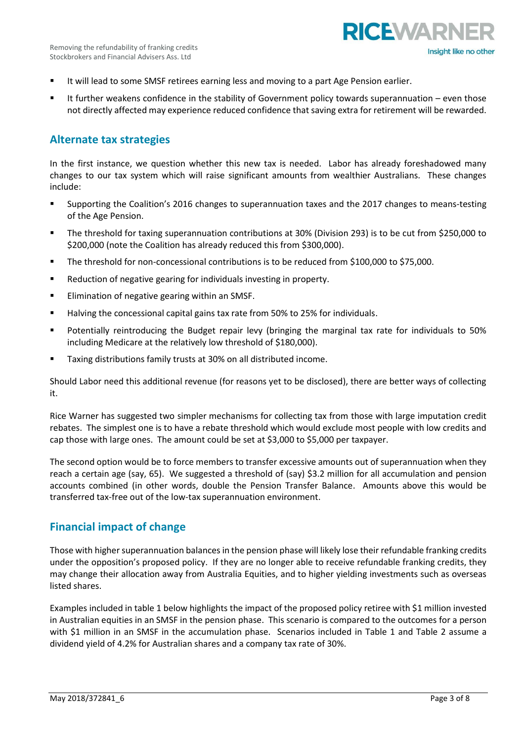- It will lead to some SMSF retirees earning less and moving to a part Age Pension earlier.
- It further weakens confidence in the stability of Government policy towards superannuation – even those not directly affected may experience reduced confidence that saving extra for retirement will be rewarded.

## Alternate tax strategies

In the first instance, we question whether this new tax is needed. Labor has already foreshadowed many changes to our tax system which will raise significant amounts from wealthier Australians. These changes include:

- Supporting the Coalition's 2016 changes to superannuation taxes and the 2017 changes to means-testing of the Age Pension.
- The threshold for taxing superannuation contributions at 30% (Division 293) is to be cut from $250,000 to $200,000 (note the Coalition has already reduced this from $300,000).
- The threshold for non-concessional contributions is to be reduced from $100,000 to $75,000.
- Reduction of negative gearing for individuals investing in property.
- Elimination of negative gearing within an SMSF.
- Halving the concessional capital gains tax rate from 50% to 25% for individuals.
- Potentially reintroducing the Budget repair levy (bringing the marginal tax rate for individuals to 50% including Medicare at the relatively low threshold of $180,000).
- Taxing distributions family trusts at 30% on all distributed income.

Should Labor need this additional revenue (for reasons yet to be disclosed), there are better ways of collecting it.

Rice Warner has suggested two simpler mechanisms for collecting tax from those with large imputation credit rebates. The simplest one is to have a rebate threshold which would exclude most people with low credits and cap those with large ones. The amount could be set at $3,000 to $5,000 per taxpayer.

The second option would be to force members to transfer excessive amounts out of superannuation when they reach a certain age (say, 65). We suggested a threshold of (say) $3.2 million for all accumulation and pension accounts combined (in other words, double the Pension Transfer Balance. Amounts above this would be transferred tax-free out of the low-tax superannuation environment.

## Financial impact of change

Those with higher superannuation balances in the pension phase will likely lose their refundable franking credits under the opposition's proposed policy. If they are no longer able to receive refundable franking credits, they may change their allocation away from Australia Equities, and to higher yielding investments such as overseas listed shares.

Examples included in table 1 below highlights the impact of the proposed policy retiree with $1 million invested in Australian equities in an SMSF in the pension phase. This scenario is compared to the outcomes for a person with $1 million in an SMSF in the accumulation phase. Scenarios included in Table 1 and Table 2 assume a dividend yield of 4.2% for Australian shares and a company tax rate of 30%.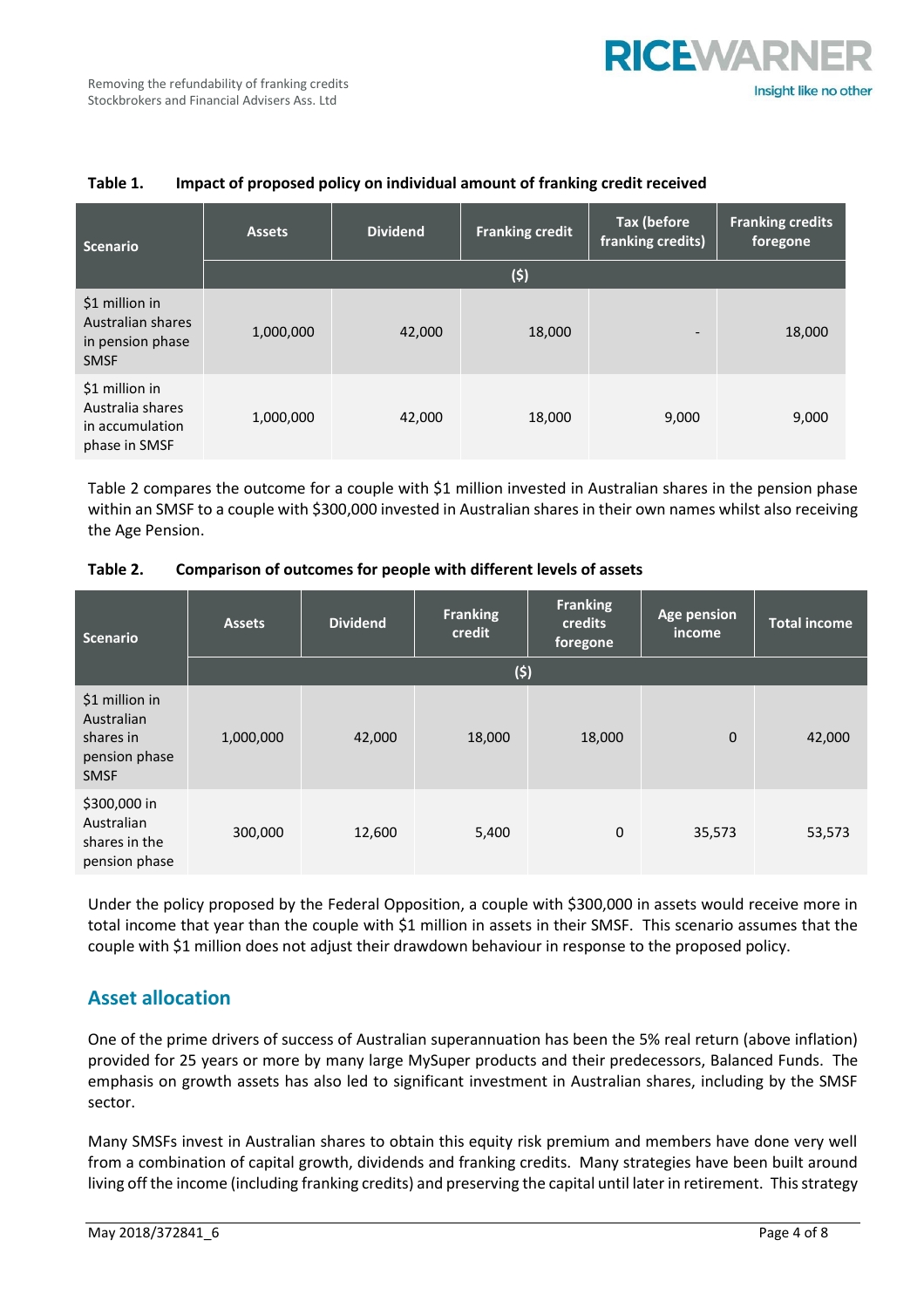**Table 1. Impact of proposed policy on individual amount of franking credit received**

| Scenario | Assets | Dividend | Franking credit | Tax (before franking credits) | Franking credits foregone |
|---|---|---|---|---|---|
| | ($) | | | | |
| $1 million in Australian shares in pension phase SMSF | 1,000,000 | 42,000 | 18,000 | - | 18,000 |
| $1 million in Australia shares in accumulation phase in SMSF | 1,000,000 | 42,000 | 18,000 | 9,000 | 9,000 |

Table 2 compares the outcome for a couple with $1 million invested in Australian shares in the pension phase within an SMSF to a couple with $300,000 invested in Australian shares in their own names whilst also receiving the Age Pension.

**Table 2. Comparison of outcomes for people with different levels of assets**

| Scenario | Assets | Dividend | Franking credit | Franking credits foregone | Age pension income | Total income |
|---|---|---|---|---|---|---|
| | ($) | | | | | |
| $1 million in Australian shares in pension phase SMSF | 1,000,000 | 42,000 | 18,000 | 18,000 | 0 | 42,000 |
| $300,000 in Australian shares in the pension phase | 300,000 | 12,600 | 5,400 | 0 | 35,573 | 53,573 |

Under the policy proposed by the Federal Opposition, a couple with $300,000 in assets would receive more in total income that year than the couple with $1 million in assets in their SMSF. This scenario assumes that the couple with $1 million does not adjust their drawdown behaviour in response to the proposed policy.

## Asset allocation

One of the prime drivers of success of Australian superannuation has been the 5% real return (above inflation) provided for 25 years or more by many large MySuper products and their predecessors, Balanced Funds. The emphasis on growth assets has also led to significant investment in Australian shares, including by the SMSF sector.

Many SMSFs invest in Australian shares to obtain this equity risk premium and members have done very well from a combination of capital growth, dividends and franking credits. Many strategies have been built around living off the income (including franking credits) and preserving the capital until later in retirement. This strategy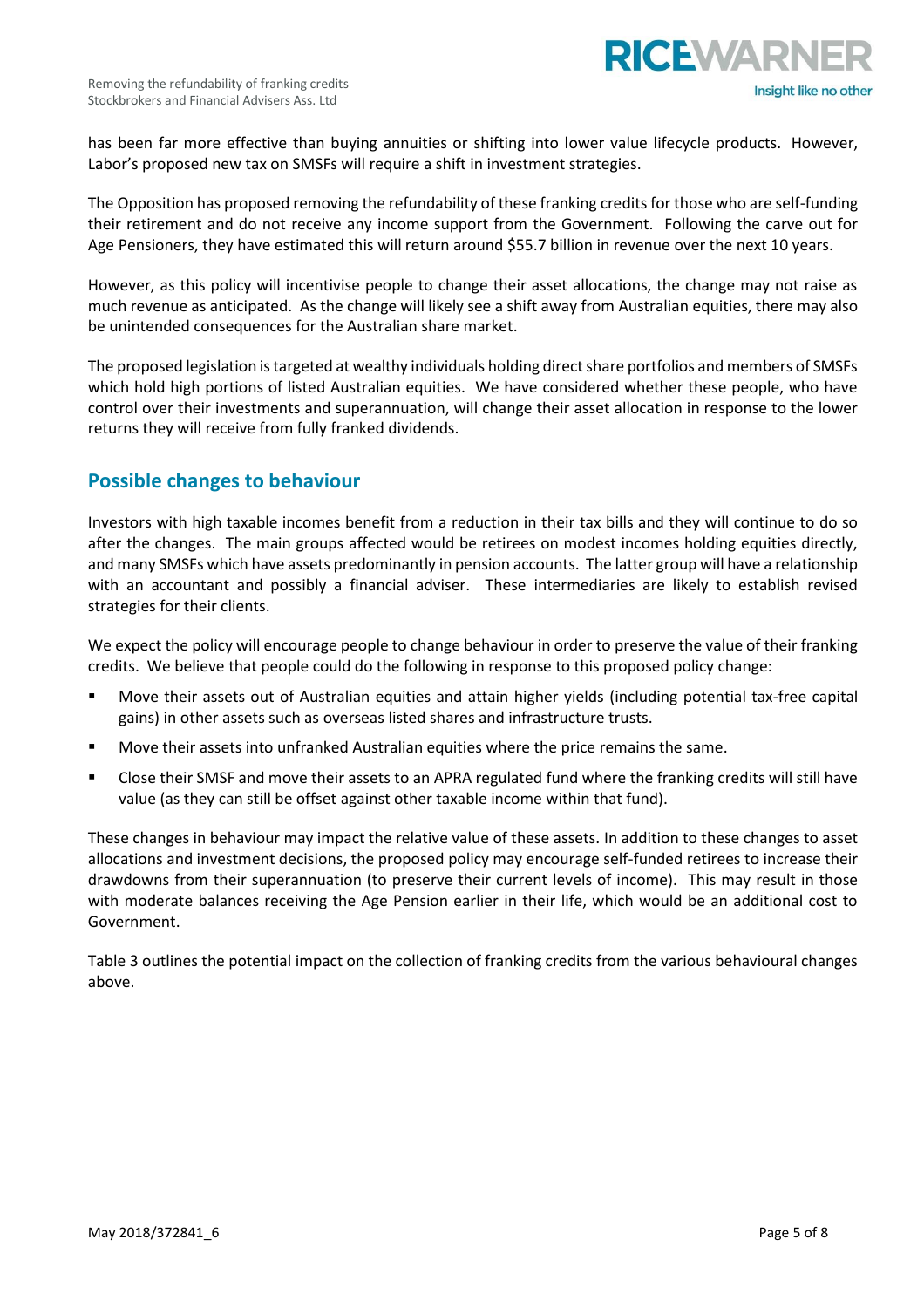has been far more effective than buying annuities or shifting into lower value lifecycle products. However, Labor's proposed new tax on SMSFs will require a shift in investment strategies.

The Opposition has proposed removing the refundability of these franking credits for those who are self-funding their retirement and do not receive any income support from the Government. Following the carve out for Age Pensioners, they have estimated this will return around $55.7 billion in revenue over the next 10 years.

However, as this policy will incentivise people to change their asset allocations, the change may not raise as much revenue as anticipated. As the change will likely see a shift away from Australian equities, there may also be unintended consequences for the Australian share market.

The proposed legislation is targeted at wealthy individuals holding direct share portfolios and members of SMSFs which hold high portions of listed Australian equities. We have considered whether these people, who have control over their investments and superannuation, will change their asset allocation in response to the lower returns they will receive from fully franked dividends.

## Possible changes to behaviour

Investors with high taxable incomes benefit from a reduction in their tax bills and they will continue to do so after the changes. The main groups affected would be retirees on modest incomes holding equities directly, and many SMSFs which have assets predominantly in pension accounts. The latter group will have a relationship with an accountant and possibly a financial adviser. These intermediaries are likely to establish revised strategies for their clients.

We expect the policy will encourage people to change behaviour in order to preserve the value of their franking credits. We believe that people could do the following in response to this proposed policy change:

- Move their assets out of Australian equities and attain higher yields (including potential tax-free capital gains) in other assets such as overseas listed shares and infrastructure trusts.
- Move their assets into unfranked Australian equities where the price remains the same.
- Close their SMSF and move their assets to an APRA regulated fund where the franking credits will still have value (as they can still be offset against other taxable income within that fund).

These changes in behaviour may impact the relative value of these assets. In addition to these changes to asset allocations and investment decisions, the proposed policy may encourage self-funded retirees to increase their drawdowns from their superannuation (to preserve their current levels of income). This may result in those with moderate balances receiving the Age Pension earlier in their life, which would be an additional cost to Government.

Table 3 outlines the potential impact on the collection of franking credits from the various behavioural changes above.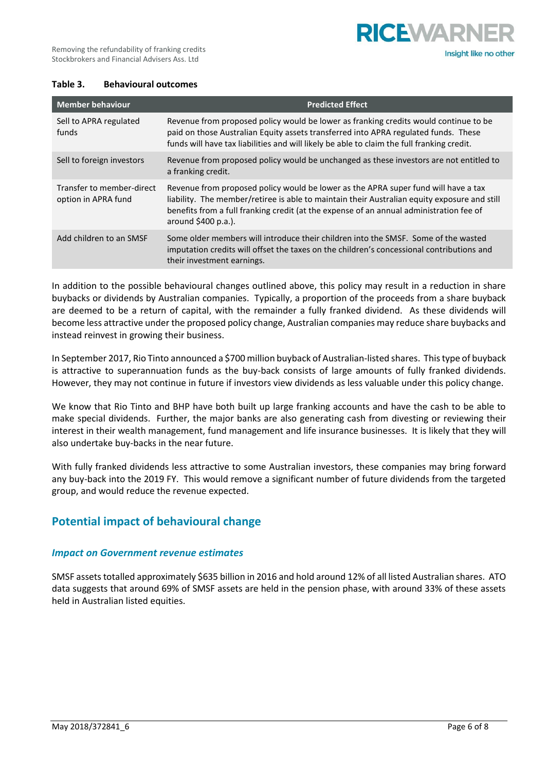**Table 3. Behavioural outcomes**

| Member behaviour | Predicted Effect |
|---|---|
| Sell to APRA regulated funds | Revenue from proposed policy would be lower as franking credits would continue to be paid on those Australian Equity assets transferred into APRA regulated funds. These funds will have tax liabilities and will likely be able to claim the full franking credit. |
| Sell to foreign investors | Revenue from proposed policy would be unchanged as these investors are not entitled to a franking credit. |
| Transfer to member-direct option in APRA fund | Revenue from proposed policy would be lower as the APRA super fund will have a tax liability. The member/retiree is able to maintain their Australian equity exposure and still benefits from a full franking credit (at the expense of an annual administration fee of around $400 p.a.). |
| Add children to an SMSF | Some older members will introduce their children into the SMSF. Some of the wasted imputation credits will offset the taxes on the children's concessional contributions and their investment earnings. |

In addition to the possible behavioural changes outlined above, this policy may result in a reduction in share buybacks or dividends by Australian companies. Typically, a proportion of the proceeds from a share buyback are deemed to be a return of capital, with the remainder a fully franked dividend. As these dividends will become less attractive under the proposed policy change, Australian companies may reduce share buybacks and instead reinvest in growing their business.

In September 2017, Rio Tinto announced a $700 million buyback of Australian-listed shares. This type of buyback is attractive to superannuation funds as the buy-back consists of large amounts of fully franked dividends. However, they may not continue in future if investors view dividends as less valuable under this policy change.

We know that Rio Tinto and BHP have both built up large franking accounts and have the cash to be able to make special dividends. Further, the major banks are also generating cash from divesting or reviewing their interest in their wealth management, fund management and life insurance businesses. It is likely that they will also undertake buy-backs in the near future.

With fully franked dividends less attractive to some Australian investors, these companies may bring forward any buy-back into the 2019 FY. This would remove a significant number of future dividends from the targeted group, and would reduce the revenue expected.

## Potential impact of behavioural change

### *Impact on Government revenue estimates*

SMSF assets totalled approximately $635 billion in 2016 and hold around 12% of all listed Australian shares. ATO data suggests that around 69% of SMSF assets are held in the pension phase, with around 33% of these assets held in Australian listed equities.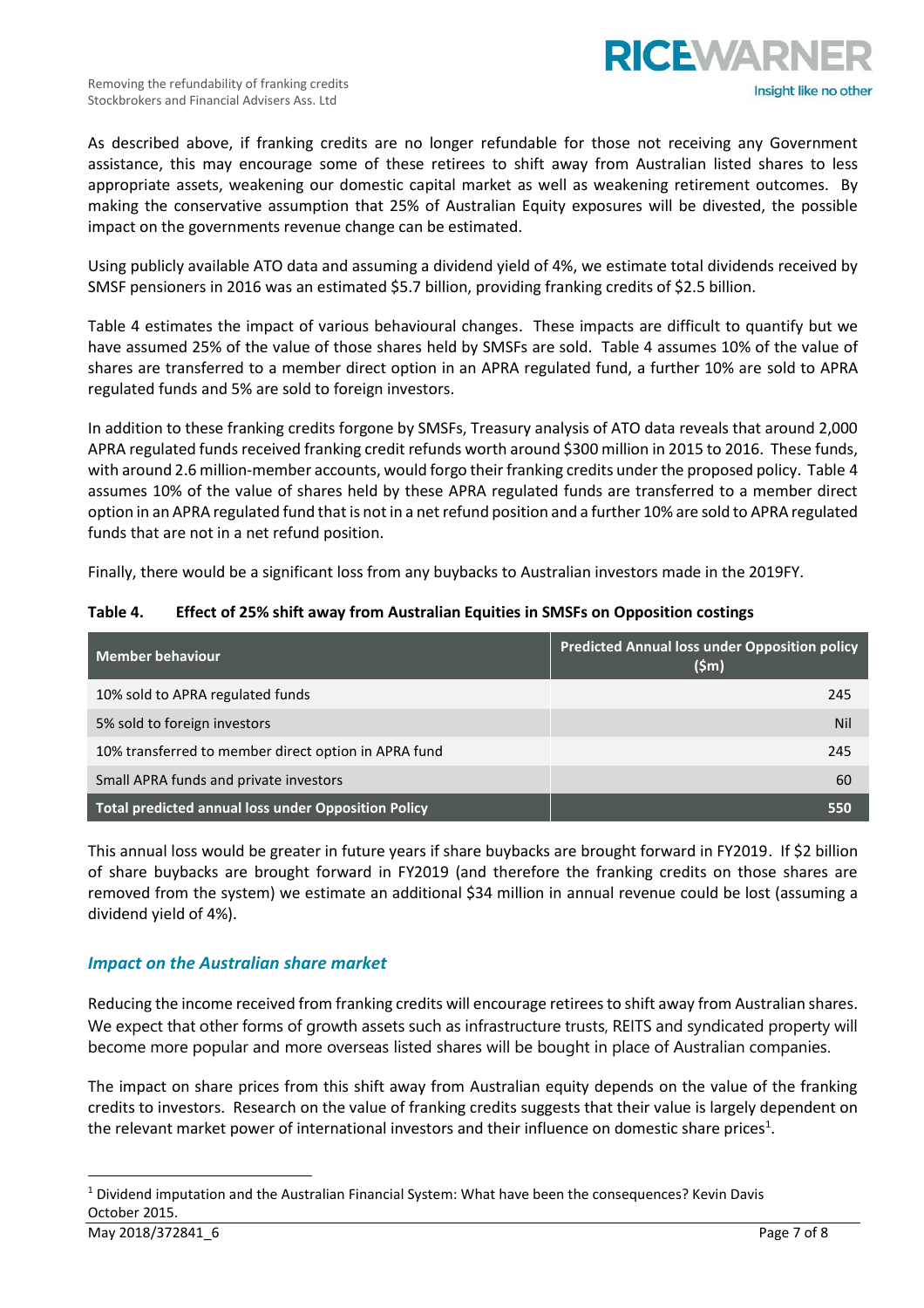As described above, if franking credits are no longer refundable for those not receiving any Government assistance, this may encourage some of these retirees to shift away from Australian listed shares to less appropriate assets, weakening our domestic capital market as well as weakening retirement outcomes. By making the conservative assumption that 25% of Australian Equity exposures will be divested, the possible impact on the governments revenue change can be estimated.

Using publicly available ATO data and assuming a dividend yield of 4%, we estimate total dividends received by SMSF pensioners in 2016 was an estimated $5.7 billion, providing franking credits of $2.5 billion.

Table 4 estimates the impact of various behavioural changes. These impacts are difficult to quantify but we have assumed 25% of the value of those shares held by SMSFs are sold. Table 4 assumes 10% of the value of shares are transferred to a member direct option in an APRA regulated fund, a further 10% are sold to APRA regulated funds and 5% are sold to foreign investors.

In addition to these franking credits forgone by SMSFs, Treasury analysis of ATO data reveals that around 2,000 APRA regulated funds received franking credit refunds worth around $300 million in 2015 to 2016. These funds, with around 2.6 million-member accounts, would forgo their franking credits under the proposed policy. Table 4 assumes 10% of the value of shares held by these APRA regulated funds are transferred to a member direct option in an APRA regulated fund that is not in a net refund position and a further 10% are sold to APRA regulated funds that are not in a net refund position.

Finally, there would be a significant loss from any buybacks to Australian investors made in the 2019FY.

**Table 4. Effect of 25% shift away from Australian Equities in SMSFs on Opposition costings**

| Member behaviour | Predicted Annual loss under Opposition policy ($m) |
|---|---|
| 10% sold to APRA regulated funds | 245 |
| 5% sold to foreign investors | Nil |
| 10% transferred to member direct option in APRA fund | 245 |
| Small APRA funds and private investors | 60 |
| **Total predicted annual loss under Opposition Policy** | **550** |

This annual loss would be greater in future years if share buybacks are brought forward in FY2019. If $2 billion of share buybacks are brought forward in FY2019 (and therefore the franking credits on those shares are removed from the system) we estimate an additional $34 million in annual revenue could be lost (assuming a dividend yield of 4%).

### *Impact on the Australian share market*

Reducing the income received from franking credits will encourage retirees to shift away from Australian shares. We expect that other forms of growth assets such as infrastructure trusts, REITS and syndicated property will become more popular and more overseas listed shares will be bought in place of Australian companies.

The impact on share prices from this shift away from Australian equity depends on the value of the franking credits to investors. Research on the value of franking credits suggests that their value is largely dependent on the relevant market power of international investors and their influence on domestic share prices[1].

[1] Dividend imputation and the Australian Financial System: What have been the consequences? Kevin Davis October 2015.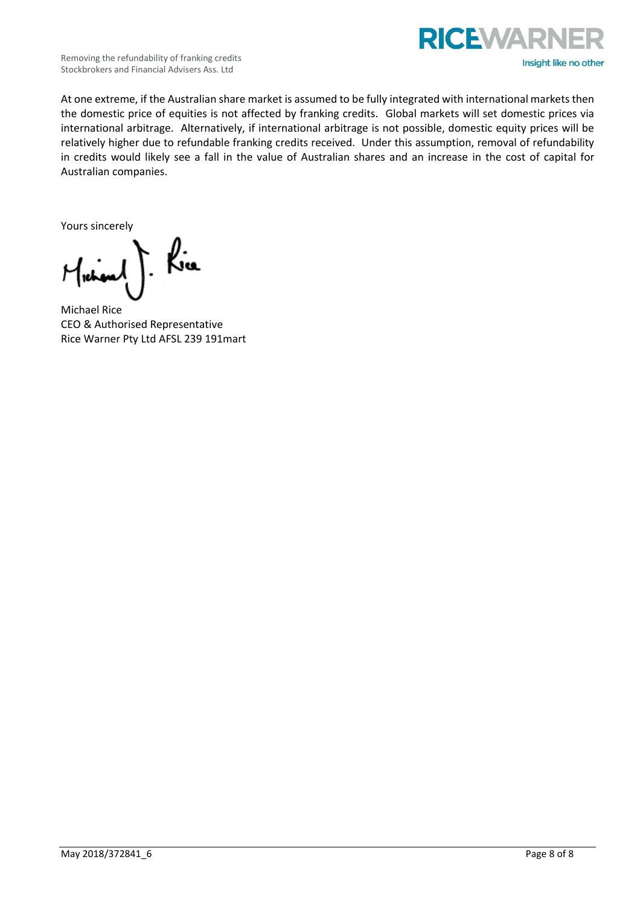At one extreme, if the Australian share market is assumed to be fully integrated with international markets then the domestic price of equities is not affected by franking credits. Global markets will set domestic prices via international arbitrage. Alternatively, if international arbitrage is not possible, domestic equity prices will be relatively higher due to refundable franking credits received. Under this assumption, removal of refundability in credits would likely see a fall in the value of Australian shares and an increase in the cost of capital for Australian companies.

Yours sincerely

Michael Rice
CEO & Authorised Representative
Rice Warner Pty Ltd AFSL 239 191mart